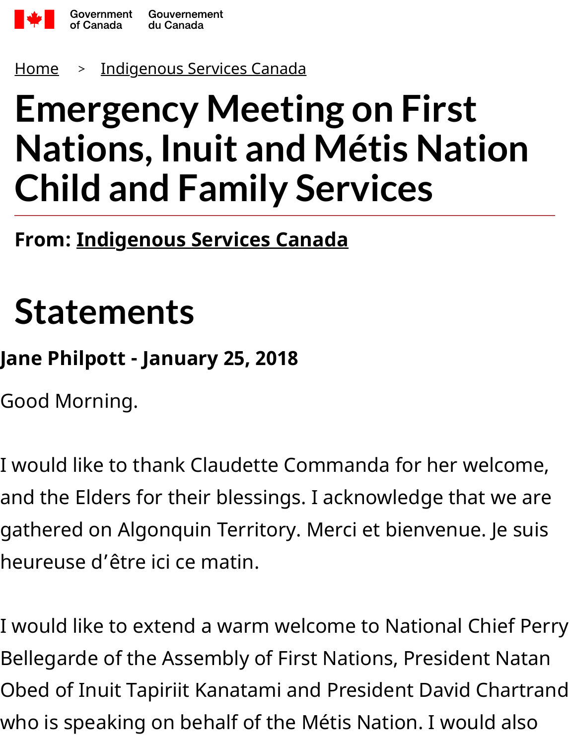Government of Canada Gouvernement du Canada

Home > Indigenous Services Canada

# Emergency Meeting on First Nations, Inuit and Métis Nation Child and Family Services

**From: Indigenous Services Canada**

## Statements

### Jane Philpott - January 25, 2018

Good Morning.

I would like to thank Claudette Commanda for her welcome, and the Elders for their blessings. I acknowledge that we are gathered on Algonquin Territory. Merci et bienvenue. Je suis heureuse d'être ici ce matin.

I would like to extend a warm welcome to National Chief Perry Bellegarde of the Assembly of First Nations, President Natan Obed of Inuit Tapiriit Kanatami and President David Chartrand who is speaking on behalf of the Métis Nation. I would also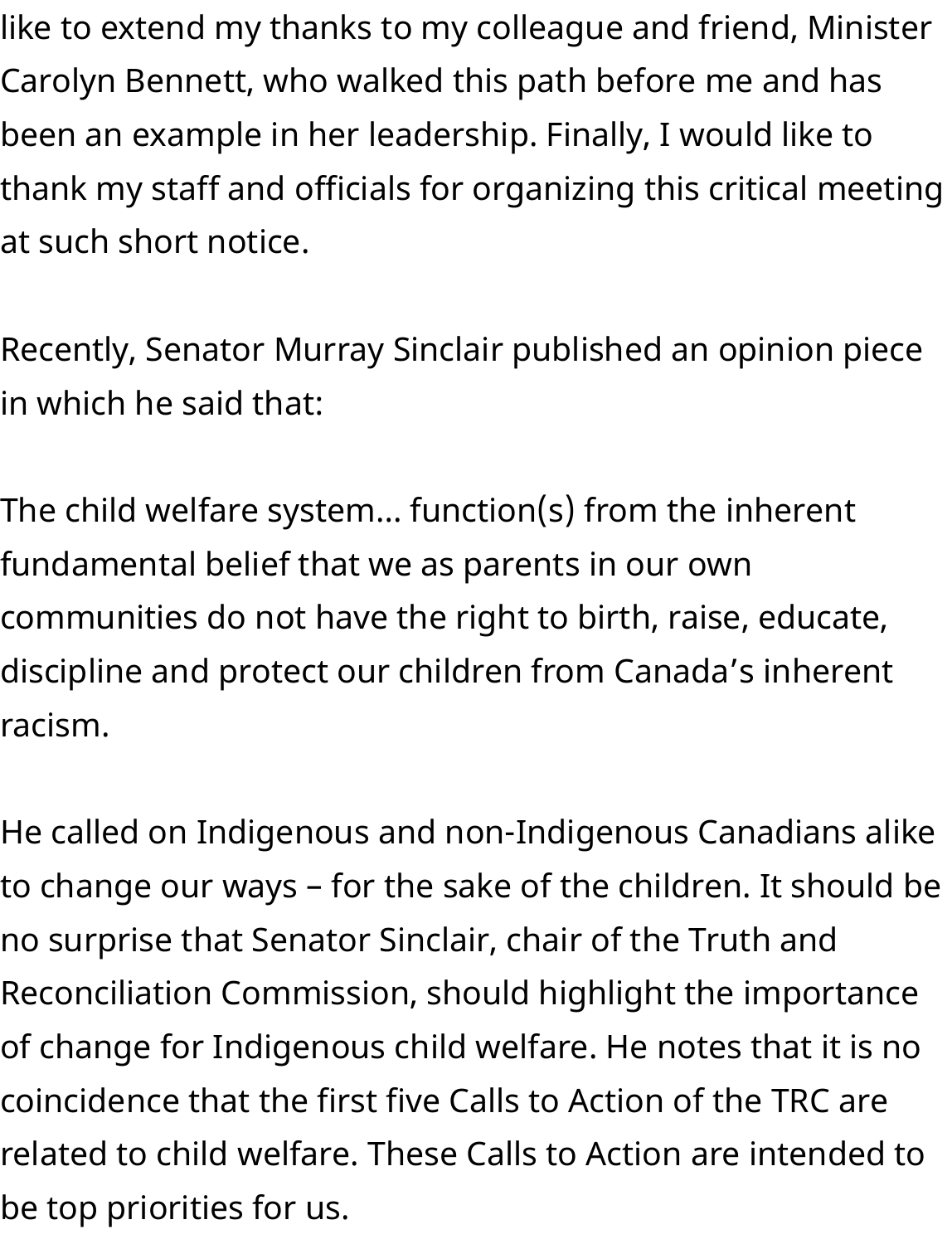like to extend my thanks to my colleague and friend, Minister Carolyn Bennett, who walked this path before me and has been an example in her leadership. Finally, I would like to thank my staff and officials for organizing this critical meeting at such short notice.

Recently, Senator Murray Sinclair published an opinion piece in which he said that:

The child welfare system… function(s) from the inherent fundamental belief that we as parents in our own communities do not have the right to birth, raise, educate, discipline and protect our children from Canada's inherent racism.

He called on Indigenous and non-Indigenous Canadians alike to change our ways – for the sake of the children. It should be no surprise that Senator Sinclair, chair of the Truth and Reconciliation Commission, should highlight the importance of change for Indigenous child welfare. He notes that it is no coincidence that the first five Calls to Action of the TRC are related to child welfare. These Calls to Action are intended to be top priorities for us.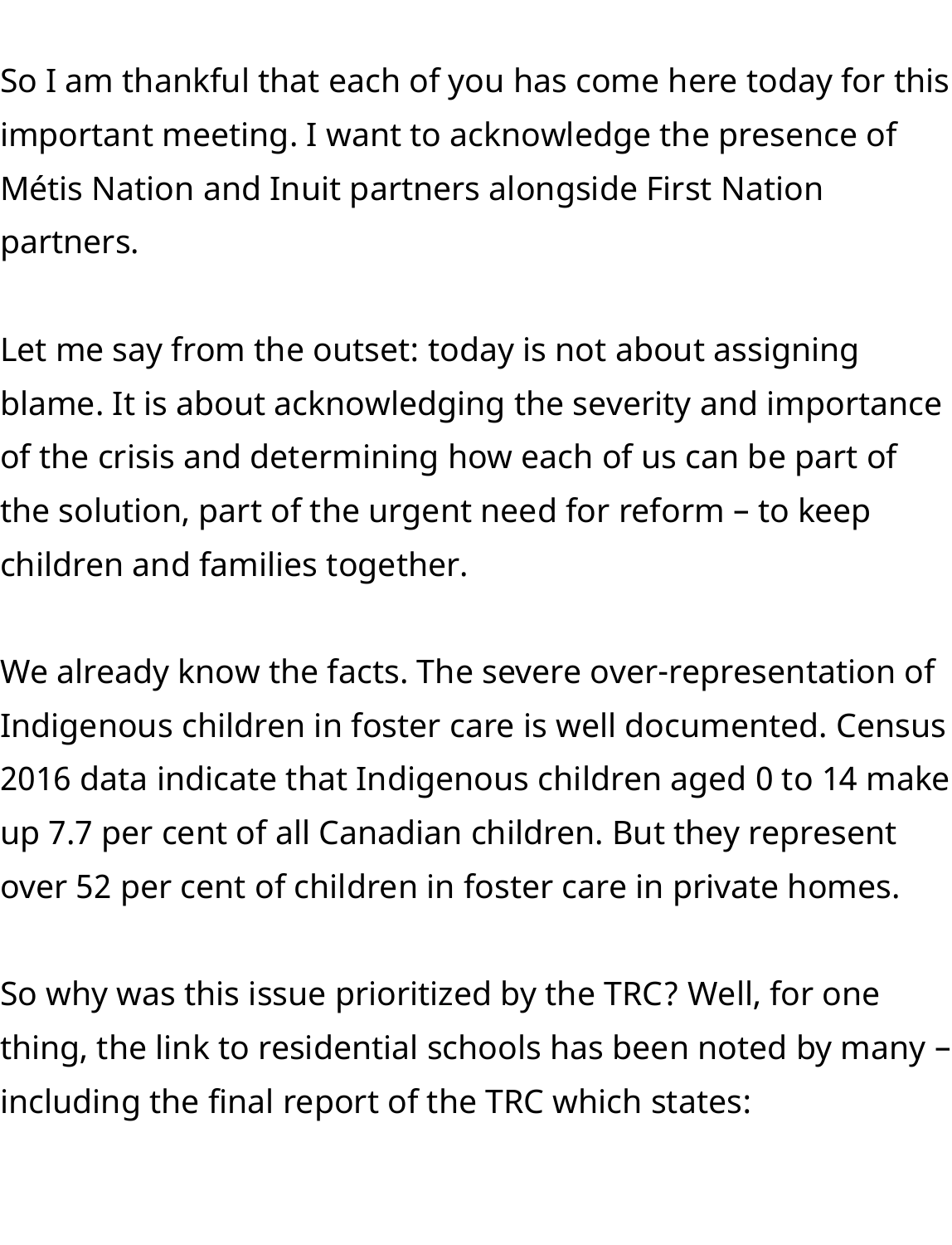So I am thankful that each of you has come here today for this important meeting. I want to acknowledge the presence of Métis Nation and Inuit partners alongside First Nation partners.

Let me say from the outset: today is not about assigning blame. It is about acknowledging the severity and importance of the crisis and determining how each of us can be part of the solution, part of the urgent need for reform – to keep children and families together.

We already know the facts. The severe over-representation of Indigenous children in foster care is well documented. Census 2016 data indicate that Indigenous children aged 0 to 14 make up 7.7 per cent of all Canadian children. But they represent over 52 per cent of children in foster care in private homes.

So why was this issue prioritized by the TRC? Well, for one thing, the link to residential schools has been noted by many – including the final report of the TRC which states: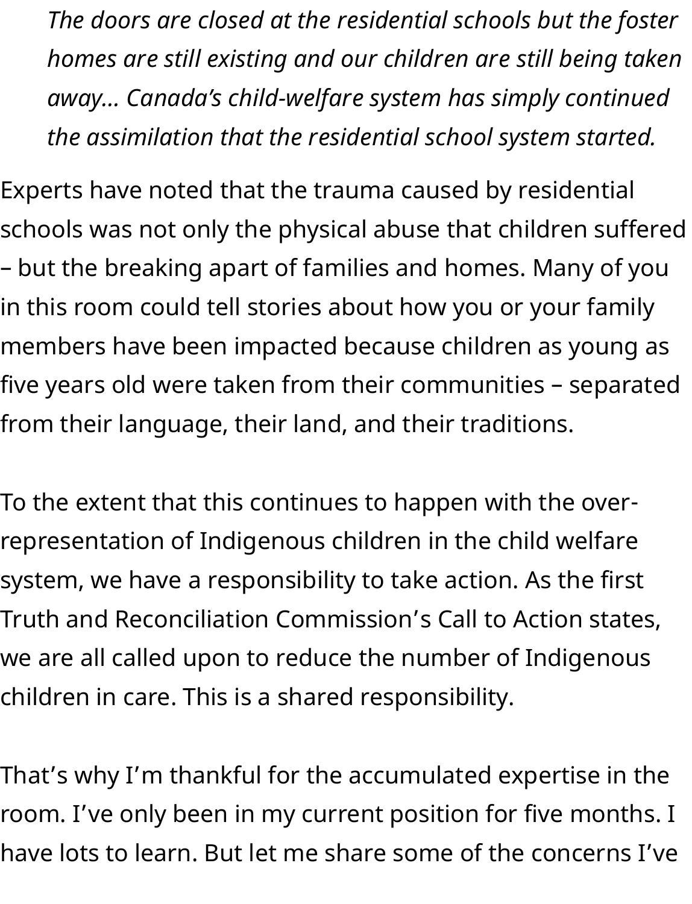> *The doors are closed at the residential schools but the foster homes are still existing and our children are still being taken away… Canada's child-welfare system has simply continued the assimilation that the residential school system started.*

Experts have noted that the trauma caused by residential schools was not only the physical abuse that children suffered – but the breaking apart of families and homes. Many of you in this room could tell stories about how you or your family members have been impacted because children as young as five years old were taken from their communities – separated from their language, their land, and their traditions.

To the extent that this continues to happen with the over-representation of Indigenous children in the child welfare system, we have a responsibility to take action. As the first Truth and Reconciliation Commission's Call to Action states, we are all called upon to reduce the number of Indigenous children in care. This is a shared responsibility.

That's why I'm thankful for the accumulated expertise in the room. I've only been in my current position for five months. I have lots to learn. But let me share some of the concerns I've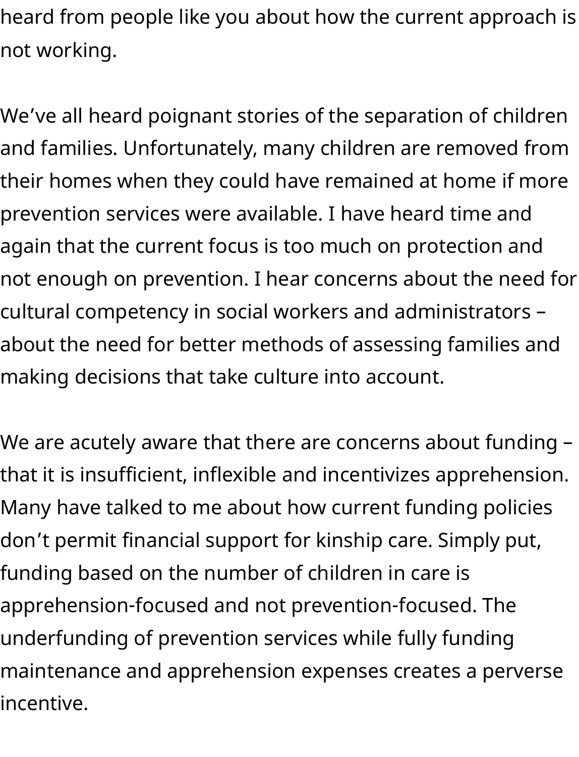heard from people like you about how the current approach is not working.

We’ve all heard poignant stories of the separation of children and families. Unfortunately, many children are removed from their homes when they could have remained at home if more prevention services were available. I have heard time and again that the current focus is too much on protection and not enough on prevention. I hear concerns about the need for cultural competency in social workers and administrators – about the need for better methods of assessing families and making decisions that take culture into account.

We are acutely aware that there are concerns about funding – that it is insufficient, inflexible and incentivizes apprehension. Many have talked to me about how current funding policies don’t permit financial support for kinship care. Simply put, funding based on the number of children in care is apprehension-focused and not prevention-focused. The underfunding of prevention services while fully funding maintenance and apprehension expenses creates a perverse incentive.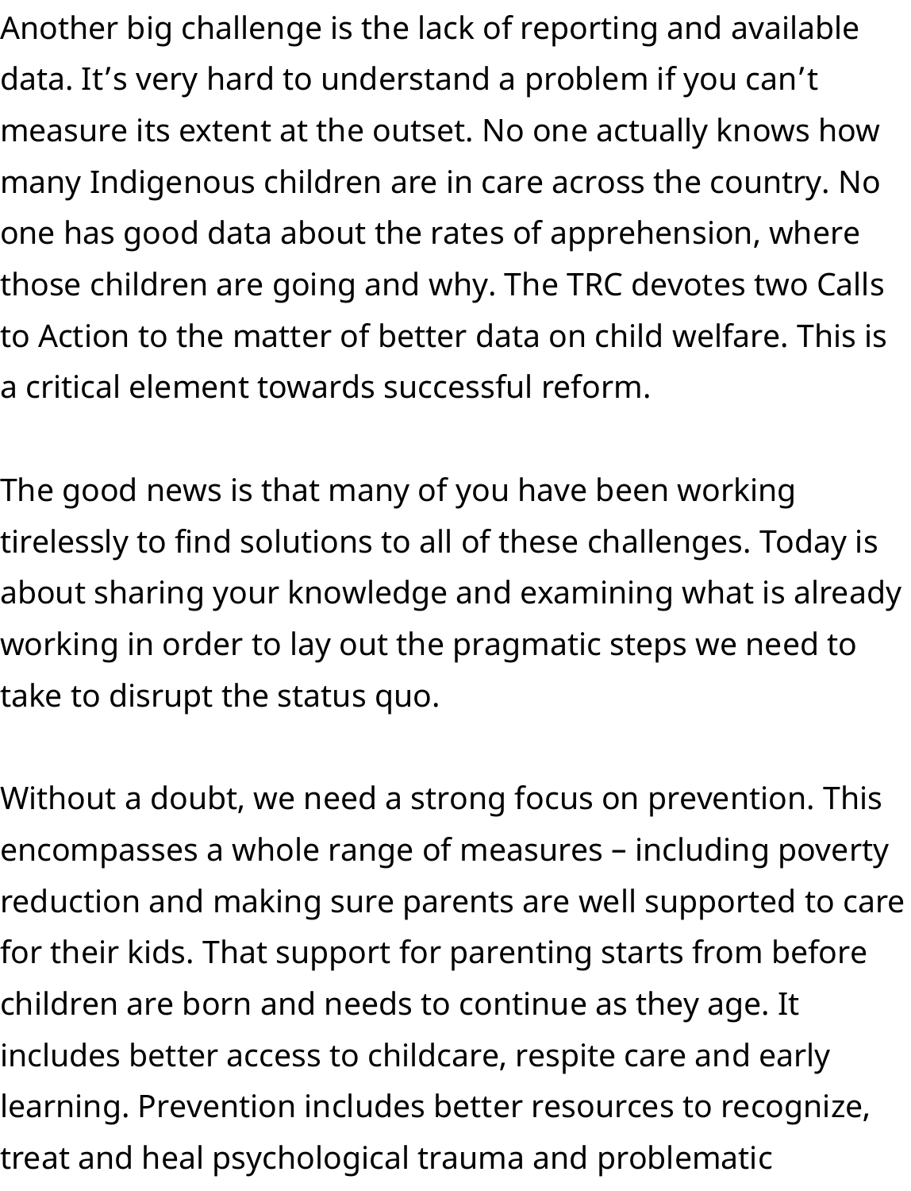Another big challenge is the lack of reporting and available data. It’s very hard to understand a problem if you can’t measure its extent at the outset. No one actually knows how many Indigenous children are in care across the country. No one has good data about the rates of apprehension, where those children are going and why. The TRC devotes two Calls to Action to the matter of better data on child welfare. This is a critical element towards successful reform.

The good news is that many of you have been working tirelessly to find solutions to all of these challenges. Today is about sharing your knowledge and examining what is already working in order to lay out the pragmatic steps we need to take to disrupt the status quo.

Without a doubt, we need a strong focus on prevention. This encompasses a whole range of measures – including poverty reduction and making sure parents are well supported to care for their kids. That support for parenting starts from before children are born and needs to continue as they age. It includes better access to childcare, respite care and early learning. Prevention includes better resources to recognize, treat and heal psychological trauma and problematic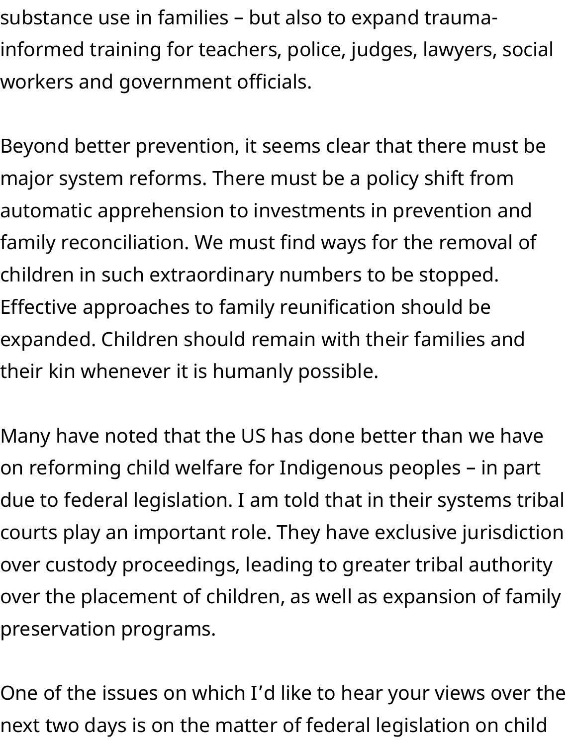substance use in families – but also to expand trauma-informed training for teachers, police, judges, lawyers, social workers and government officials.

Beyond better prevention, it seems clear that there must be major system reforms. There must be a policy shift from automatic apprehension to investments in prevention and family reconciliation. We must find ways for the removal of children in such extraordinary numbers to be stopped. Effective approaches to family reunification should be expanded. Children should remain with their families and their kin whenever it is humanly possible.

Many have noted that the US has done better than we have on reforming child welfare for Indigenous peoples – in part due to federal legislation. I am told that in their systems tribal courts play an important role. They have exclusive jurisdiction over custody proceedings, leading to greater tribal authority over the placement of children, as well as expansion of family preservation programs.

One of the issues on which I'd like to hear your views over the next two days is on the matter of federal legislation on child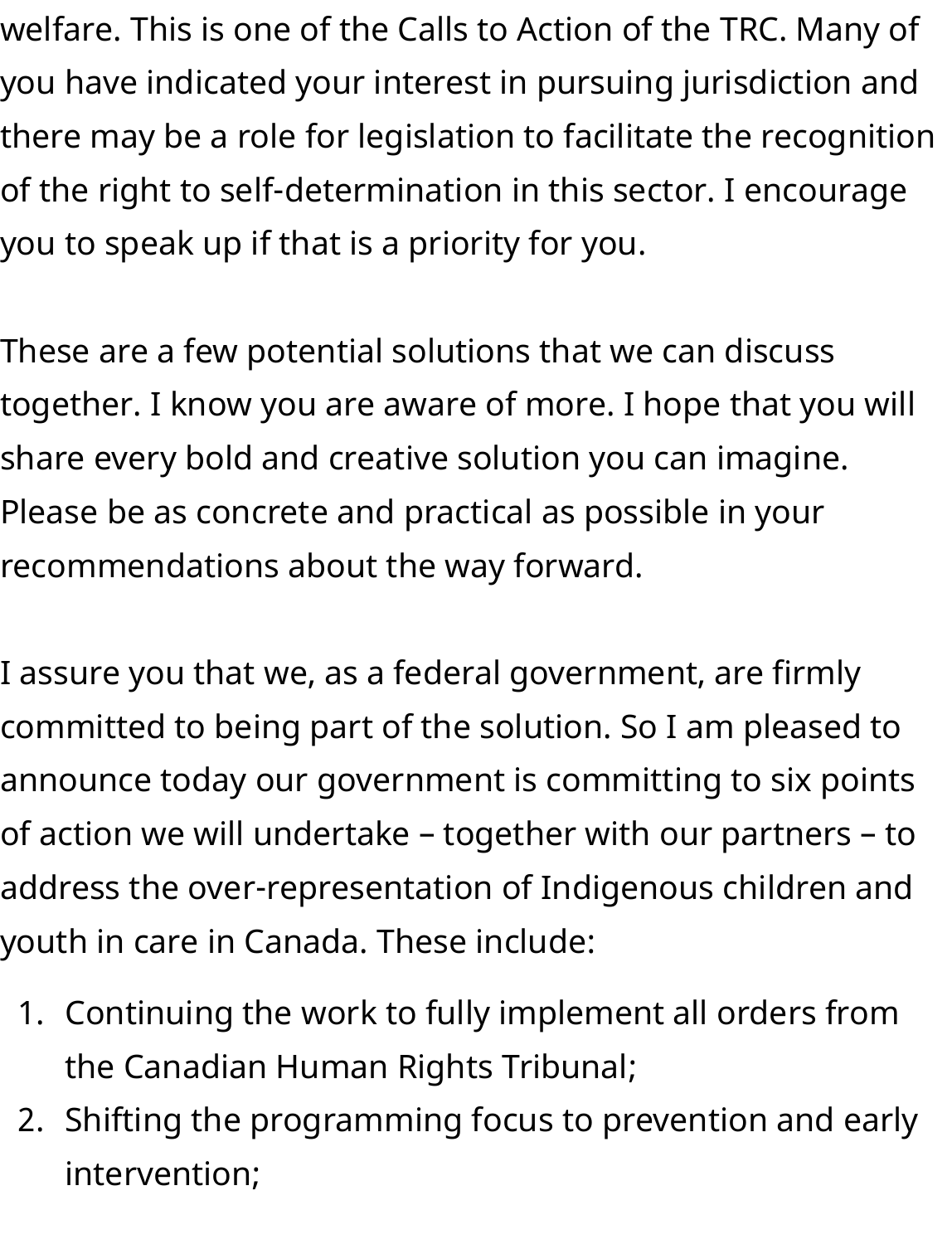welfare. This is one of the Calls to Action of the TRC. Many of you have indicated your interest in pursuing jurisdiction and there may be a role for legislation to facilitate the recognition of the right to self-determination in this sector. I encourage you to speak up if that is a priority for you.

These are a few potential solutions that we can discuss together. I know you are aware of more. I hope that you will share every bold and creative solution you can imagine. Please be as concrete and practical as possible in your recommendations about the way forward.

I assure you that we, as a federal government, are firmly committed to being part of the solution. So I am pleased to announce today our government is committing to six points of action we will undertake – together with our partners – to address the over-representation of Indigenous children and youth in care in Canada. These include:

1. Continuing the work to fully implement all orders from the Canadian Human Rights Tribunal;
2. Shifting the programming focus to prevention and early intervention;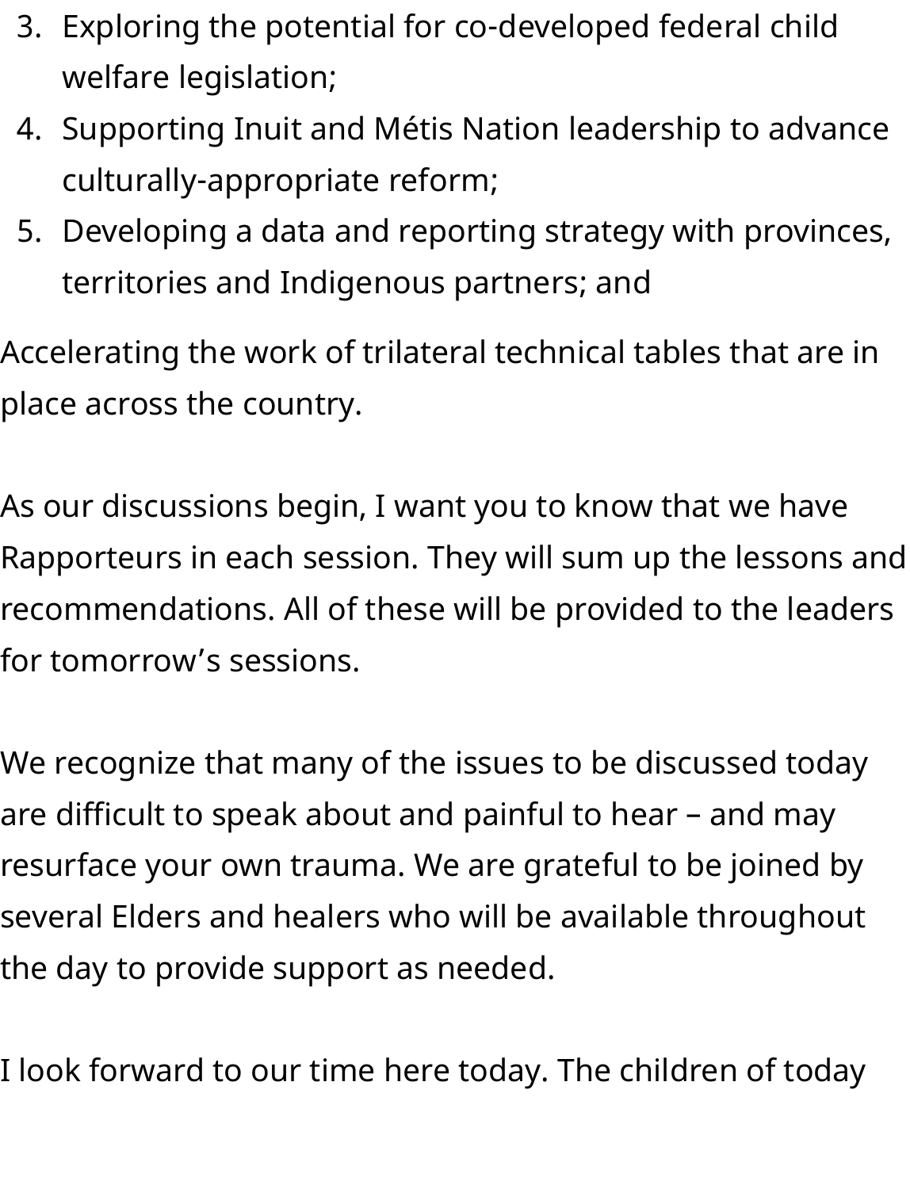3. Exploring the potential for co-developed federal child welfare legislation;
4. Supporting Inuit and Métis Nation leadership to advance culturally-appropriate reform;
5. Developing a data and reporting strategy with provinces, territories and Indigenous partners; and

Accelerating the work of trilateral technical tables that are in place across the country.

As our discussions begin, I want you to know that we have Rapporteurs in each session. They will sum up the lessons and recommendations. All of these will be provided to the leaders for tomorrow's sessions.

We recognize that many of the issues to be discussed today are difficult to speak about and painful to hear – and may resurface your own trauma. We are grateful to be joined by several Elders and healers who will be available throughout the day to provide support as needed.

I look forward to our time here today. The children of today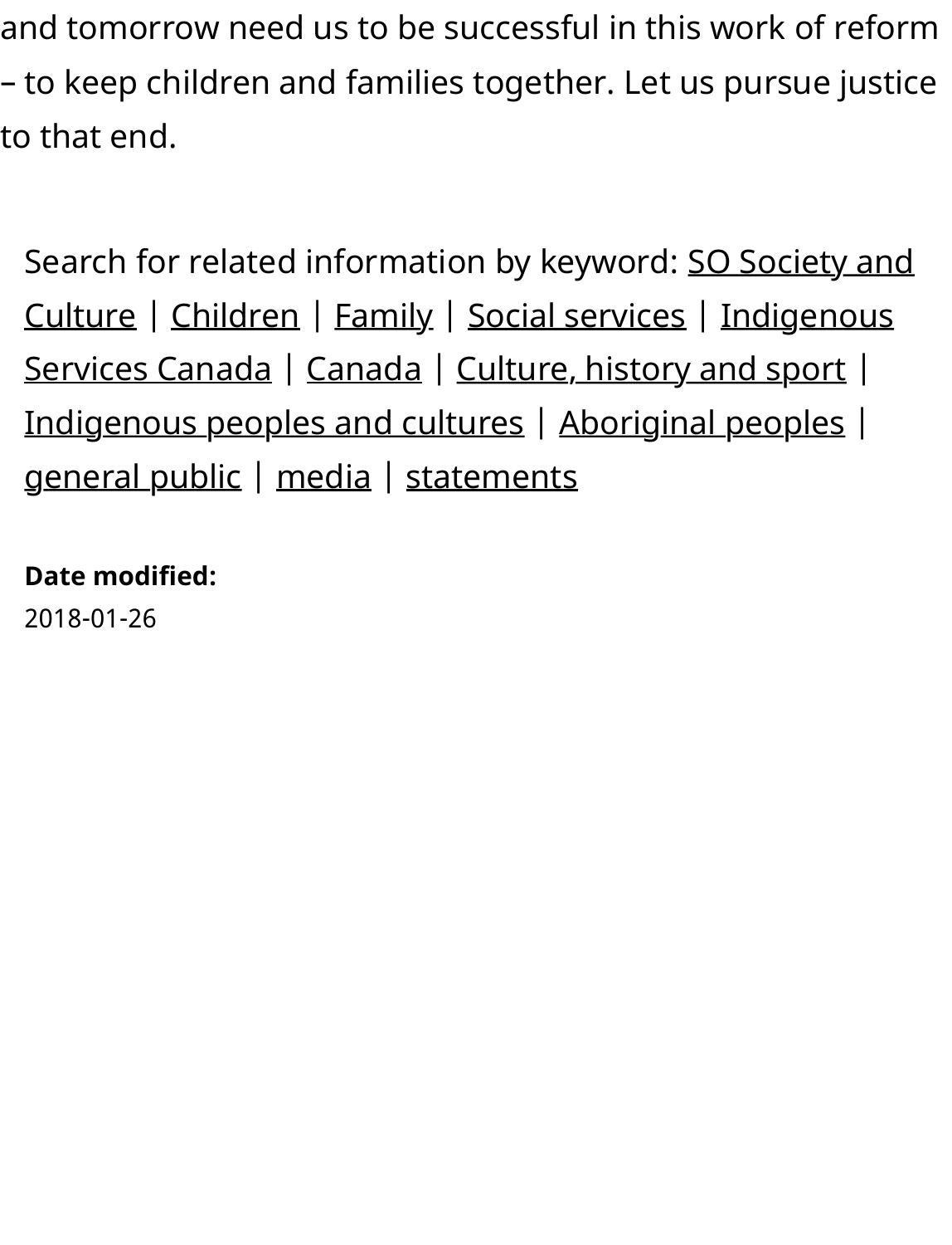and tomorrow need us to be successful in this work of reform – to keep children and families together. Let us pursue justice to that end.

Search for related information by keyword: SO Society and Culture | Children | Family | Social services | Indigenous Services Canada | Canada | Culture, history and sport | Indigenous peoples and cultures | Aboriginal peoples | general public | media | statements

**Date modified:**
2018-01-26